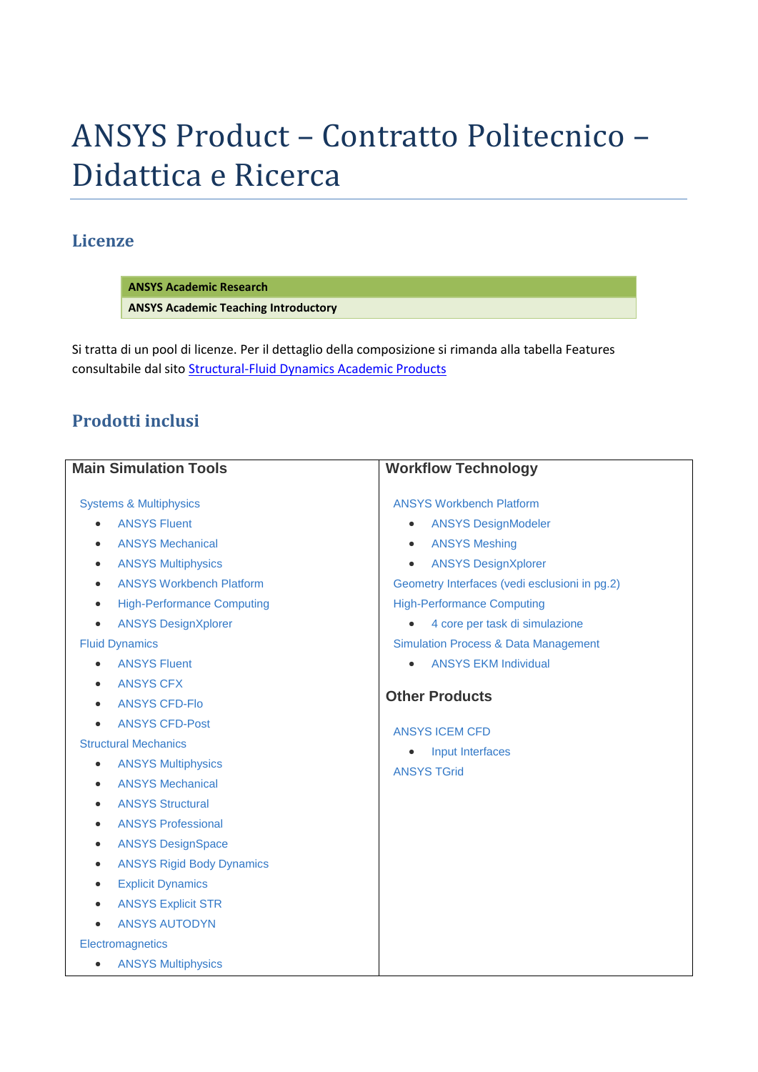# ANSYS Product – Contratto Politecnico – Didattica e Ricerca

## Licenze

| ANSYS Academic Research |
| --- |
| ANSYS Academic Teaching Introductory |

Si tratta di un pool di licenze. Per il dettaglio della composizione si rimanda alla tabella Features consultabile dal sito [Structural-Fluid Dynamics Academic Products]()

## Prodotti inclusi

### Main Simulation Tools

Systems & Multiphysics

- ANSYS Fluent
- ANSYS Mechanical
- ANSYS Multiphysics
- ANSYS Workbench Platform
- High-Performance Computing
- ANSYS DesignXplorer

Fluid Dynamics

- ANSYS Fluent
- ANSYS CFX
- ANSYS CFD-Flo
- ANSYS CFD-Post

Structural Mechanics

- ANSYS Multiphysics
- ANSYS Mechanical
- ANSYS Structural
- ANSYS Professional
- ANSYS DesignSpace
- ANSYS Rigid Body Dynamics
- Explicit Dynamics
- ANSYS Explicit STR
- ANSYS AUTODYN

Electromagnetics

- ANSYS Multiphysics

### Workflow Technology

ANSYS Workbench Platform

- ANSYS DesignModeler
- ANSYS Meshing
- ANSYS DesignXplorer

Geometry Interfaces (vedi esclusioni in pg.2)

High-Performance Computing

- 4 core per task di simulazione

Simulation Process & Data Management

- ANSYS EKM Individual

### Other Products

ANSYS ICEM CFD

- Input Interfaces

ANSYS TGrid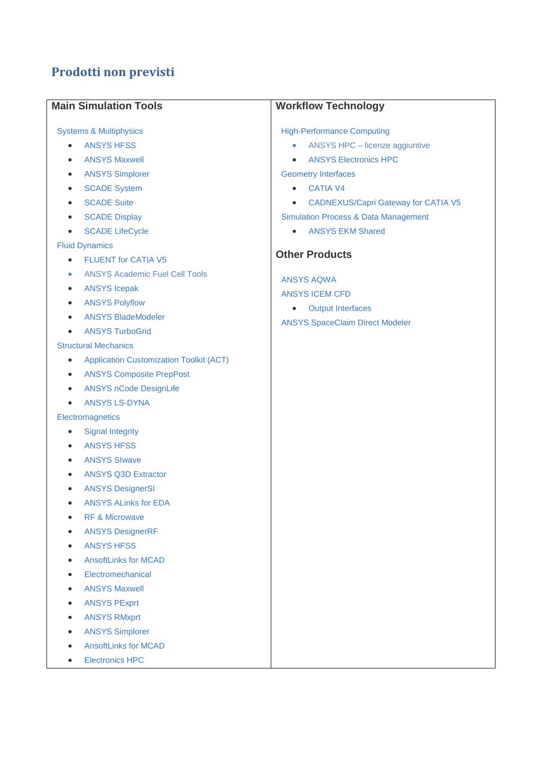## Prodotti non previsti

### Main Simulation Tools

Systems & Multiphysics

- ANSYS HFSS
- ANSYS Maxwell
- ANSYS Simplorer
- SCADE System
- SCADE Suite
- SCADE Display
- SCADE LifeCycle

Fluid Dynamics

- FLUENT for CATIA V5
- ANSYS Academic Fuel Cell Tools
- ANSYS Icepak
- ANSYS Polyflow
- ANSYS BladeModeler
- ANSYS TurboGrid

Structural Mechanics

- Application Customization Toolkit (ACT)
- ANSYS Composite PrepPost
- ANSYS nCode DesignLife
- ANSYS LS-DYNA

Electromagnetics

- Signal Integrity
- ANSYS HFSS
- ANSYS SIwave
- ANSYS Q3D Extractor
- ANSYS DesignerSI
- ANSYS ALinks for EDA
- RF & Microwave
- ANSYS DesignerRF
- ANSYS HFSS
- AnsoftLinks for MCAD
- Electromechanical
- ANSYS Maxwell
- ANSYS PExprt
- ANSYS RMxprt
- ANSYS Simplorer
- AnsoftLinks for MCAD
- Electronics HPC

### Workflow Technology

High-Performance Computing

- ANSYS HPC – licenze aggiuntive
- ANSYS Electronics HPC

Geometry Interfaces

- CATIA V4
- CADNEXUS/Capri Gateway for CATIA V5

Simulation Process & Data Management

- ANSYS EKM Shared

### Other Products

ANSYS AQWA

ANSYS ICEM CFD

- Output Interfaces

ANSYS SpaceClaim Direct Modeler